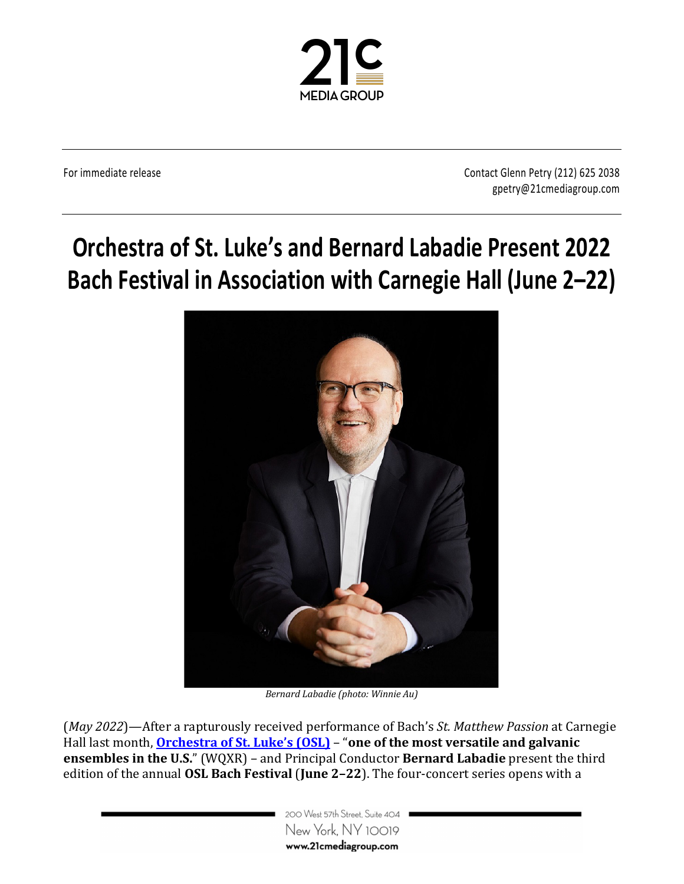For immediate release

Contact Glenn Petry (212) 625 2038
gpetry@21cmediagroup.com

# Orchestra of St. Luke's and Bernard Labadie Present 2022 Bach Festival in Association with Carnegie Hall (June 2–22)

*Bernard Labadie (photo: Winnie Au)*

(*May 2022*)—After a rapturously received performance of Bach's *St. Matthew Passion* at Carnegie Hall last month, **Orchestra of St. Luke's (OSL)** – "**one of the most versatile and galvanic ensembles in the U.S.**" (WQXR) – and Principal Conductor **Bernard Labadie** present the third edition of the annual **OSL Bach Festival** (**June 2–22**). The four-concert series opens with a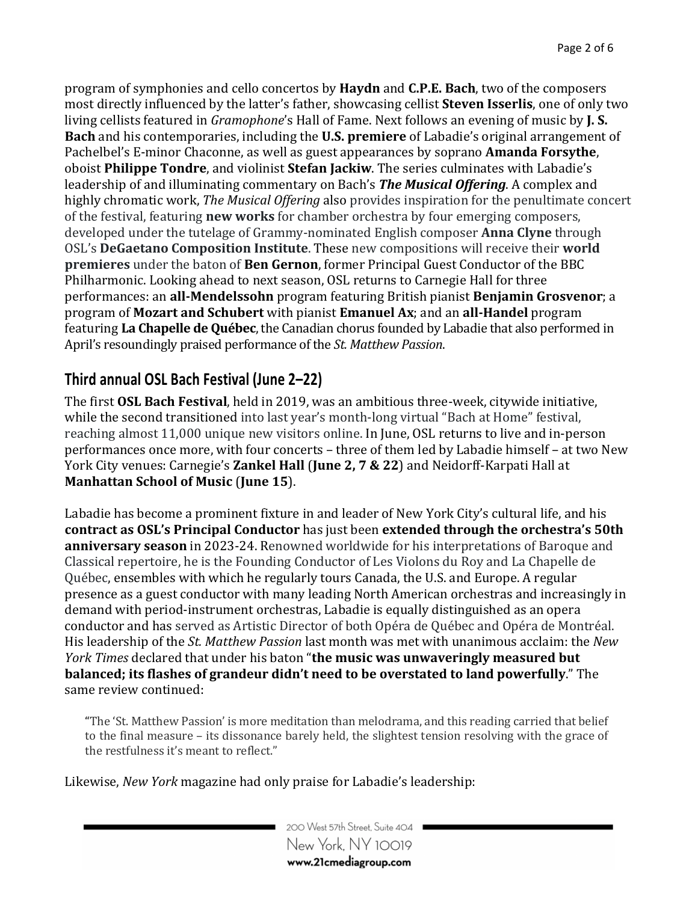program of symphonies and cello concertos by **Haydn** and **C.P.E. Bach**, two of the composers most directly influenced by the latter's father, showcasing cellist **Steven Isserlis**, one of only two living cellists featured in *Gramophone*'s Hall of Fame. Next follows an evening of music by **J. S. Bach** and his contemporaries, including the **U.S. premiere** of Labadie's original arrangement of Pachelbel's E-minor Chaconne, as well as guest appearances by soprano **Amanda Forsythe**, oboist **Philippe Tondre**, and violinist **Stefan Jackiw**. The series culminates with Labadie's leadership of and illuminating commentary on Bach's ***The Musical Offering***. A complex and highly chromatic work, *The Musical Offering* also provides inspiration for the penultimate concert of the festival, featuring **new works** for chamber orchestra by four emerging composers, developed under the tutelage of Grammy-nominated English composer **Anna Clyne** through OSL's **DeGaetano Composition Institute**. These new compositions will receive their **world premieres** under the baton of **Ben Gernon**, former Principal Guest Conductor of the BBC Philharmonic. Looking ahead to next season, OSL returns to Carnegie Hall for three performances: an **all-Mendelssohn** program featuring British pianist **Benjamin Grosvenor**; a program of **Mozart and Schubert** with pianist **Emanuel Ax**; and an **all-Handel** program featuring **La Chapelle de Québec**, the Canadian chorus founded by Labadie that also performed in April's resoundingly praised performance of the *St. Matthew Passion*.

## Third annual OSL Bach Festival (June 2–22)

The first **OSL Bach Festival**, held in 2019, was an ambitious three-week, citywide initiative, while the second transitioned into last year's month-long virtual "Bach at Home" festival, reaching almost 11,000 unique new visitors online. In June, OSL returns to live and in-person performances once more, with four concerts – three of them led by Labadie himself – at two New York City venues: Carnegie's **Zankel Hall** (**June 2, 7 & 22**) and Neidorff-Karpati Hall at **Manhattan School of Music** (**June 15**).

Labadie has become a prominent fixture in and leader of New York City's cultural life, and his **contract as OSL's Principal Conductor** has just been **extended through the orchestra's 50th anniversary season** in 2023-24. Renowned worldwide for his interpretations of Baroque and Classical repertoire, he is the Founding Conductor of Les Violons du Roy and La Chapelle de Québec, ensembles with which he regularly tours Canada, the U.S. and Europe. A regular presence as a guest conductor with many leading North American orchestras and increasingly in demand with period-instrument orchestras, Labadie is equally distinguished as an opera conductor and has served as Artistic Director of both Opéra de Québec and Opéra de Montréal. His leadership of the *St. Matthew Passion* last month was met with unanimous acclaim: the *New York Times* declared that under his baton "**the music was unwaveringly measured but balanced; its flashes of grandeur didn't need to be overstated to land powerfully**." The same review continued:

> "The 'St. Matthew Passion' is more meditation than melodrama, and this reading carried that belief to the final measure – its dissonance barely held, the slightest tension resolving with the grace of the restfulness it's meant to reflect."

Likewise, *New York* magazine had only praise for Labadie's leadership: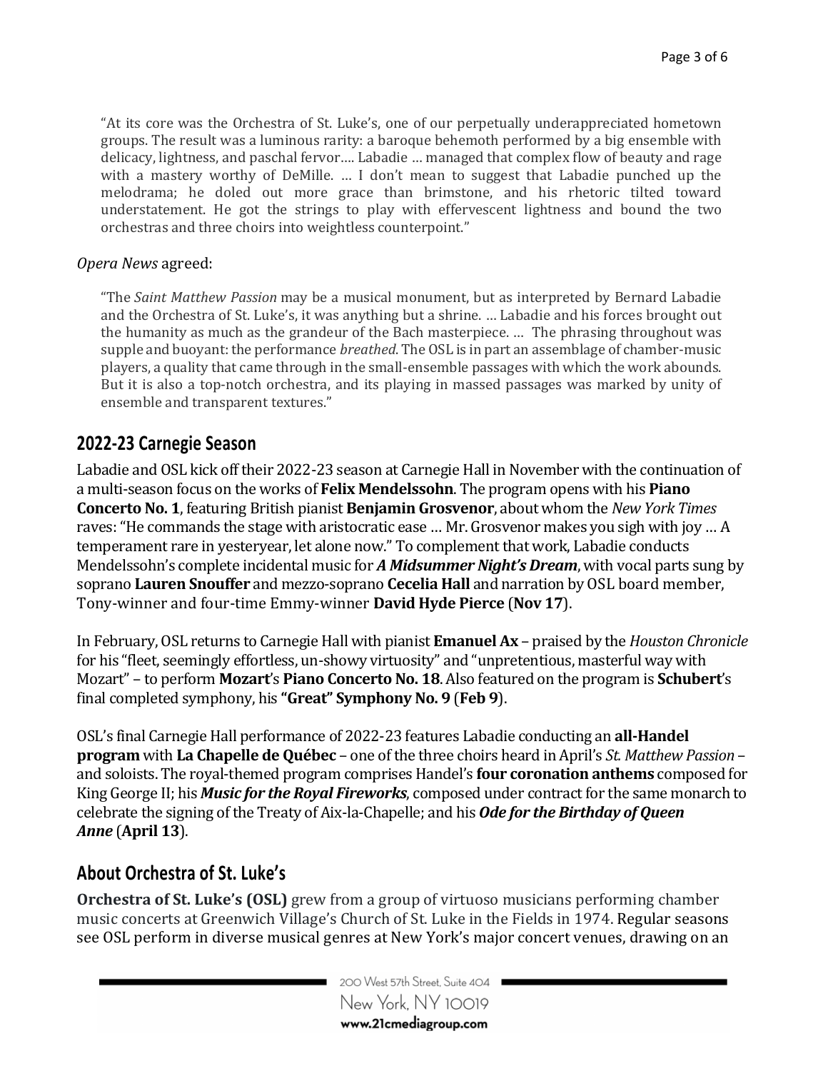> "At its core was the Orchestra of St. Luke's, one of our perpetually underappreciated hometown groups. The result was a luminous rarity: a baroque behemoth performed by a big ensemble with delicacy, lightness, and paschal fervor…. Labadie … managed that complex flow of beauty and rage with a mastery worthy of DeMille. … I don't mean to suggest that Labadie punched up the melodrama; he doled out more grace than brimstone, and his rhetoric tilted toward understatement. He got the strings to play with effervescent lightness and bound the two orchestras and three choirs into weightless counterpoint."

*Opera News* agreed:

> "The *Saint Matthew Passion* may be a musical monument, but as interpreted by Bernard Labadie and the Orchestra of St. Luke's, it was anything but a shrine. … Labadie and his forces brought out the humanity as much as the grandeur of the Bach masterpiece. … The phrasing throughout was supple and buoyant: the performance *breathed*. The OSL is in part an assemblage of chamber-music players, a quality that came through in the small-ensemble passages with which the work abounds. But it is also a top-notch orchestra, and its playing in massed passages was marked by unity of ensemble and transparent textures."

## 2022-23 Carnegie Season

Labadie and OSL kick off their 2022-23 season at Carnegie Hall in November with the continuation of a multi-season focus on the works of **Felix Mendelssohn**. The program opens with his **Piano Concerto No. 1**, featuring British pianist **Benjamin Grosvenor**, about whom the *New York Times* raves: "He commands the stage with aristocratic ease … Mr. Grosvenor makes you sigh with joy … A temperament rare in yesteryear, let alone now." To complement that work, Labadie conducts Mendelssohn's complete incidental music for ***A Midsummer Night's Dream***, with vocal parts sung by soprano **Lauren Snouffer** and mezzo-soprano **Cecelia Hall** and narration by OSL board member, Tony-winner and four-time Emmy-winner **David Hyde Pierce** (**Nov 17**).

In February, OSL returns to Carnegie Hall with pianist **Emanuel Ax** – praised by the *Houston Chronicle* for his "fleet, seemingly effortless, un-showy virtuosity" and "unpretentious, masterful way with Mozart" – to perform **Mozart**'s **Piano Concerto No. 18**. Also featured on the program is **Schubert**'s final completed symphony, his **"Great" Symphony No. 9** (**Feb 9**).

OSL's final Carnegie Hall performance of 2022-23 features Labadie conducting an **all-Handel program** with **La Chapelle de Québec** – one of the three choirs heard in April's *St. Matthew Passion* – and soloists. The royal-themed program comprises Handel's **four coronation anthems** composed for King George II; his ***Music for the Royal Fireworks***, composed under contract for the same monarch to celebrate the signing of the Treaty of Aix-la-Chapelle; and his ***Ode for the Birthday of Queen Anne*** (**April 13**).

## About Orchestra of St. Luke's

**Orchestra of St. Luke's (OSL)** grew from a group of virtuoso musicians performing chamber music concerts at Greenwich Village's Church of St. Luke in the Fields in 1974. Regular seasons see OSL perform in diverse musical genres at New York's major concert venues, drawing on an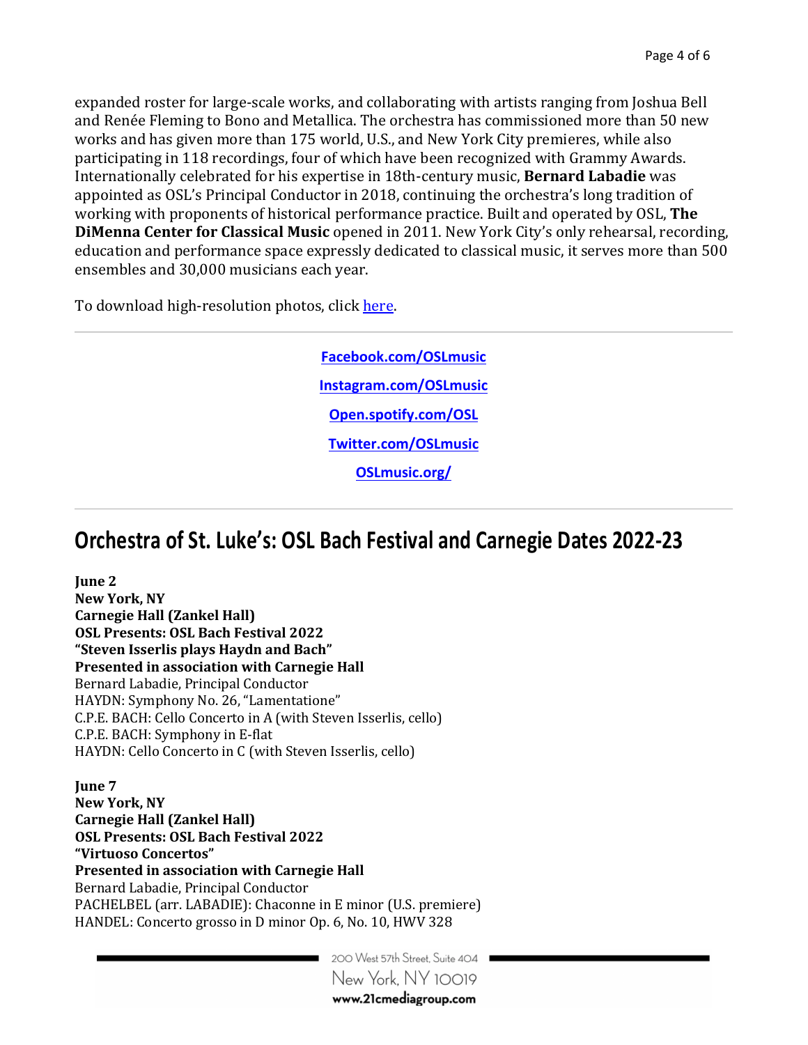expanded roster for large-scale works, and collaborating with artists ranging from Joshua Bell and Renée Fleming to Bono and Metallica. The orchestra has commissioned more than 50 new works and has given more than 175 world, U.S., and New York City premieres, while also participating in 118 recordings, four of which have been recognized with Grammy Awards. Internationally celebrated for his expertise in 18th-century music, **Bernard Labadie** was appointed as OSL's Principal Conductor in 2018, continuing the orchestra's long tradition of working with proponents of historical performance practice. Built and operated by OSL, **The DiMenna Center for Classical Music** opened in 2011. New York City's only rehearsal, recording, education and performance space expressly dedicated to classical music, it serves more than 500 ensembles and 30,000 musicians each year.

To download high-resolution photos, click here.

---

**Facebook.com/OSLmusic**

**Instagram.com/OSLmusic**

**Open.spotify.com/OSL**

**Twitter.com/OSLmusic**

**OSLmusic.org/**

---

## Orchestra of St. Luke's: OSL Bach Festival and Carnegie Dates 2022-23

**June 2**
**New York, NY**
**Carnegie Hall (Zankel Hall)**
**OSL Presents: OSL Bach Festival 2022**
**"Steven Isserlis plays Haydn and Bach"**
**Presented in association with Carnegie Hall**
Bernard Labadie, Principal Conductor
HAYDN: Symphony No. 26, "Lamentatione"
C.P.E. BACH: Cello Concerto in A (with Steven Isserlis, cello)
C.P.E. BACH: Symphony in E-flat
HAYDN: Cello Concerto in C (with Steven Isserlis, cello)

**June 7**
**New York, NY**
**Carnegie Hall (Zankel Hall)**
**OSL Presents: OSL Bach Festival 2022**
**"Virtuoso Concertos"**
**Presented in association with Carnegie Hall**
Bernard Labadie, Principal Conductor
PACHELBEL (arr. LABADIE): Chaconne in E minor (U.S. premiere)
HANDEL: Concerto grosso in D minor Op. 6, No. 10, HWV 328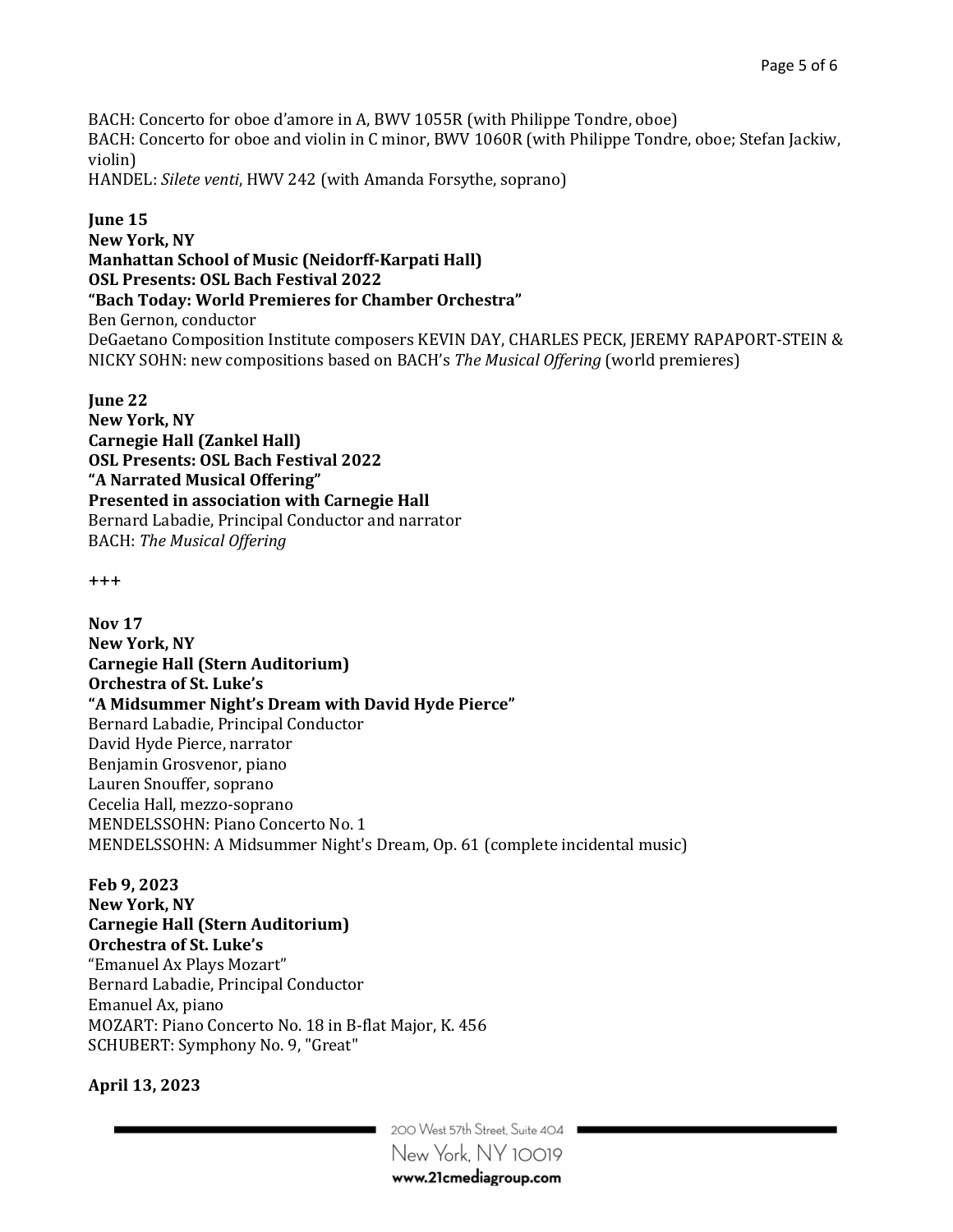BACH: Concerto for oboe d'amore in A, BWV 1055R (with Philippe Tondre, oboe)
BACH: Concerto for oboe and violin in C minor, BWV 1060R (with Philippe Tondre, oboe; Stefan Jackiw, violin)
HANDEL: *Silete venti*, HWV 242 (with Amanda Forsythe, soprano)

**June 15**
**New York, NY**
**Manhattan School of Music (Neidorff-Karpati Hall)**
**OSL Presents: OSL Bach Festival 2022**
**"Bach Today: World Premieres for Chamber Orchestra"**
Ben Gernon, conductor
DeGaetano Composition Institute composers KEVIN DAY, CHARLES PECK, JEREMY RAPAPORT-STEIN & NICKY SOHN: new compositions based on BACH's *The Musical Offering* (world premieres)

**June 22**
**New York, NY**
**Carnegie Hall (Zankel Hall)**
**OSL Presents: OSL Bach Festival 2022**
**"A Narrated Musical Offering"**
**Presented in association with Carnegie Hall**
Bernard Labadie, Principal Conductor and narrator
BACH: *The Musical Offering*

**+++**

**Nov 17**
**New York, NY**
**Carnegie Hall (Stern Auditorium)**
**Orchestra of St. Luke's**
**"A Midsummer Night's Dream with David Hyde Pierce"**
Bernard Labadie, Principal Conductor
David Hyde Pierce, narrator
Benjamin Grosvenor, piano
Lauren Snouffer, soprano
Cecelia Hall, mezzo-soprano
MENDELSSOHN: Piano Concerto No. 1
MENDELSSOHN: A Midsummer Night's Dream, Op. 61 (complete incidental music)

**Feb 9, 2023**
**New York, NY**
**Carnegie Hall (Stern Auditorium)**
**Orchestra of St. Luke's**
"Emanuel Ax Plays Mozart"
Bernard Labadie, Principal Conductor
Emanuel Ax, piano
MOZART: Piano Concerto No. 18 in B-flat Major, K. 456
SCHUBERT: Symphony No. 9, "Great"

**April 13, 2023**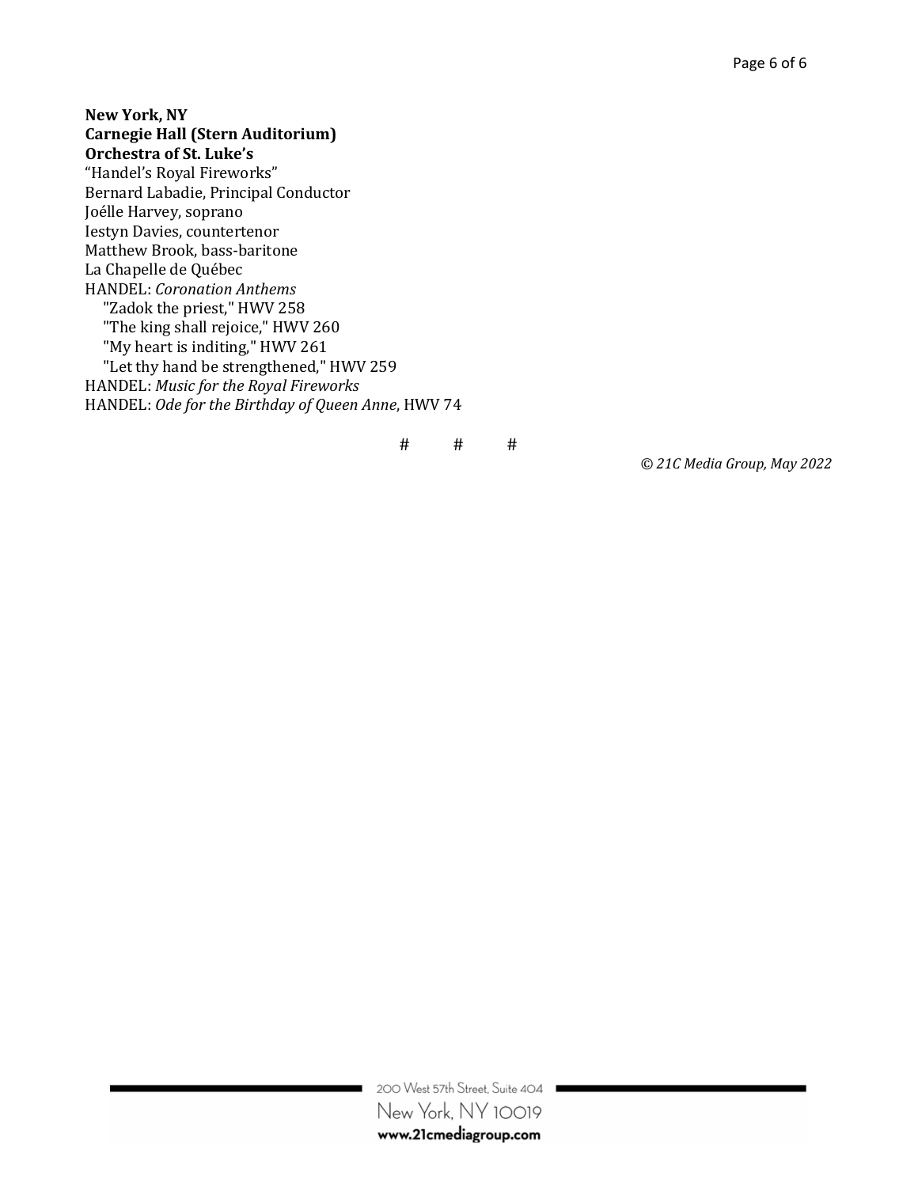**New York, NY**
**Carnegie Hall (Stern Auditorium)**
**Orchestra of St. Luke's**
"Handel's Royal Fireworks"
Bernard Labadie, Principal Conductor
Joélle Harvey, soprano
Iestyn Davies, countertenor
Matthew Brook, bass-baritone
La Chapelle de Québec
HANDEL: *Coronation Anthems*
    "Zadok the priest," HWV 258
    "The king shall rejoice," HWV 260
    "My heart is inditing," HWV 261
    "Let thy hand be strengthened," HWV 259
HANDEL: *Music for the Royal Fireworks*
HANDEL: *Ode for the Birthday of Queen Anne*, HWV 74

\#        #        #

*© 21C Media Group, May 2022*

200 West 57th Street, Suite 404
New York, NY 10019
**www.21cmediagroup.com**